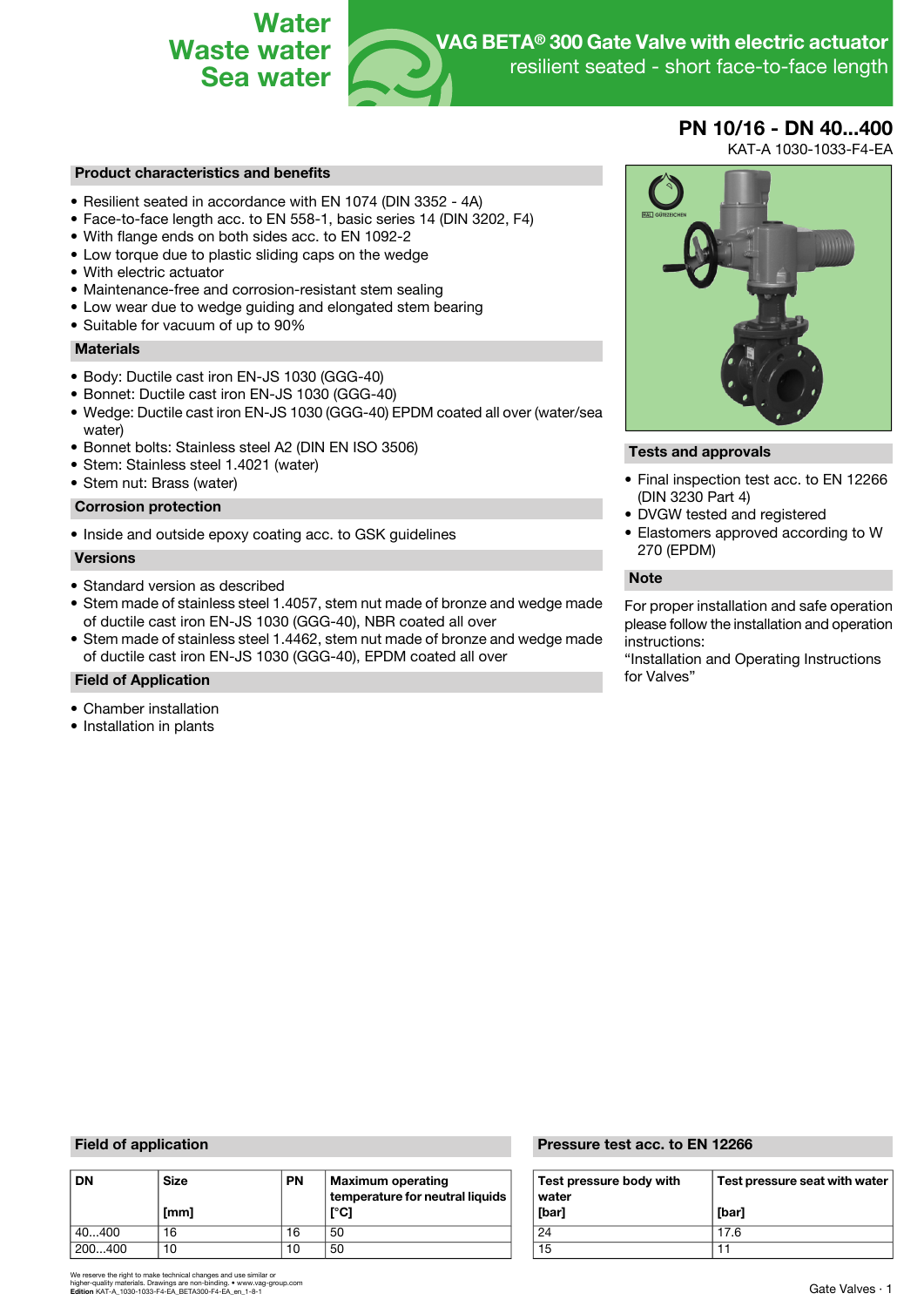# VAG BETA® 300 Gate Valve with electric actuator

resilient seated - short face-to-face length

Water
Waste water
Sea water

## PN 10/16 - DN 40...400

KAT-A 1030-1033-F4-EA

### Product characteristics and benefits

- Resilient seated in accordance with EN 1074 (DIN 3352 - 4A)
- Face-to-face length acc. to EN 558-1, basic series 14 (DIN 3202, F4)
- With flange ends on both sides acc. to EN 1092-2
- Low torque due to plastic sliding caps on the wedge
- With electric actuator
- Maintenance-free and corrosion-resistant stem sealing
- Low wear due to wedge guiding and elongated stem bearing
- Suitable for vacuum of up to 90%

### Materials

- Body: Ductile cast iron EN-JS 1030 (GGG-40)
- Bonnet: Ductile cast iron EN-JS 1030 (GGG-40)
- Wedge: Ductile cast iron EN-JS 1030 (GGG-40) EPDM coated all over (water/sea water)
- Bonnet bolts: Stainless steel A2 (DIN EN ISO 3506)
- Stem: Stainless steel 1.4021 (water)
- Stem nut: Brass (water)

### Corrosion protection

- Inside and outside epoxy coating acc. to GSK guidelines

### Versions

- Standard version as described
- Stem made of stainless steel 1.4057, stem nut made of bronze and wedge made of ductile cast iron EN-JS 1030 (GGG-40), NBR coated all over
- Stem made of stainless steel 1.4462, stem nut made of bronze and wedge made of ductile cast iron EN-JS 1030 (GGG-40), EPDM coated all over

### Field of Application

- Chamber installation
- Installation in plants

### Tests and approvals

- Final inspection test acc. to EN 12266 (DIN 3230 Part 4)
- DVGW tested and registered
- Elastomers approved according to W 270 (EPDM)

### Note

For proper installation and safe operation please follow the installation and operation instructions:
"Installation and Operating Instructions for Valves"

### Field of application

| DN | Size [mm] | PN | Maximum operating temperature for neutral liquids [°C] |
|---|---|---|---|
| 40...400 | 16 | 16 | 50 |
| 200...400 | 10 | 10 | 50 |

### Pressure test acc. to EN 12266

| Test pressure body with water [bar] | Test pressure seat with water [bar] |
|---|---|
| 24 | 17.6 |
| 15 | 11 |

We reserve the right to make technical changes and use similar or higher-quality materials. Drawings are non-binding. • www.vag-group.com
**Edition** KAT-A_1030-1033-F4-EA_BETA300-F4-EA_en_1-8-1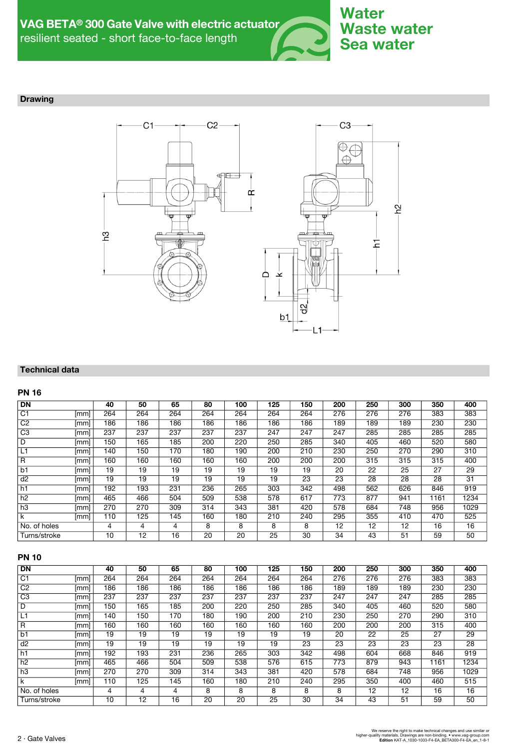# VAG BETA® 300 Gate Valve with electric actuator

resilient seated - short face-to-face length

**Water**
**Waste water**
**Sea water**

## Drawing

C1
C2
C3
R
h2
h3
h1
D
k
d2
b1
L1

## Technical data

### PN 16

| DN | | 40 | 50 | 65 | 80 | 100 | 125 | 150 | 200 | 250 | 300 | 350 | 400 |
|---|---|---|---|---|---|---|---|---|---|---|---|---|---|
| C1 | [mm] | 264 | 264 | 264 | 264 | 264 | 264 | 264 | 276 | 276 | 276 | 383 | 383 |
| C2 | [mm] | 186 | 186 | 186 | 186 | 186 | 186 | 186 | 189 | 189 | 189 | 230 | 230 |
| C3 | [mm] | 237 | 237 | 237 | 237 | 237 | 247 | 247 | 247 | 285 | 285 | 285 | 285 |
| D | [mm] | 150 | 165 | 185 | 200 | 220 | 250 | 285 | 340 | 405 | 460 | 520 | 580 |
| L1 | [mm] | 140 | 150 | 170 | 180 | 190 | 200 | 210 | 230 | 250 | 270 | 290 | 310 |
| R | [mm] | 160 | 160 | 160 | 160 | 160 | 200 | 200 | 200 | 315 | 315 | 315 | 400 |
| b1 | [mm] | 19 | 19 | 19 | 19 | 19 | 19 | 19 | 20 | 22 | 25 | 27 | 29 |
| d2 | [mm] | 19 | 19 | 19 | 19 | 19 | 19 | 23 | 23 | 28 | 28 | 28 | 31 |
| h1 | [mm] | 192 | 193 | 231 | 236 | 265 | 303 | 342 | 498 | 562 | 626 | 846 | 919 |
| h2 | [mm] | 465 | 466 | 504 | 509 | 538 | 578 | 617 | 773 | 877 | 941 | 1161 | 1234 |
| h3 | [mm] | 270 | 270 | 309 | 314 | 343 | 381 | 420 | 578 | 684 | 748 | 956 | 1029 |
| k | [mm] | 110 | 125 | 145 | 160 | 180 | 210 | 240 | 295 | 355 | 410 | 470 | 525 |
| No. of holes | | 4 | 4 | 4 | 8 | 8 | 8 | 8 | 12 | 12 | 12 | 16 | 16 |
| Turns/stroke | | 10 | 12 | 16 | 20 | 20 | 25 | 30 | 34 | 43 | 51 | 59 | 50 |

### PN 10

| DN | | 40 | 50 | 65 | 80 | 100 | 125 | 150 | 200 | 250 | 300 | 350 | 400 |
|---|---|---|---|---|---|---|---|---|---|---|---|---|---|
| C1 | [mm] | 264 | 264 | 264 | 264 | 264 | 264 | 264 | 276 | 276 | 276 | 383 | 383 |
| C2 | [mm] | 186 | 186 | 186 | 186 | 186 | 186 | 186 | 189 | 189 | 189 | 230 | 230 |
| C3 | [mm] | 237 | 237 | 237 | 237 | 237 | 237 | 237 | 247 | 247 | 247 | 285 | 285 |
| D | [mm] | 150 | 165 | 185 | 200 | 220 | 250 | 285 | 340 | 405 | 460 | 520 | 580 |
| L1 | [mm] | 140 | 150 | 170 | 180 | 190 | 200 | 210 | 230 | 250 | 270 | 290 | 310 |
| R | [mm] | 160 | 160 | 160 | 160 | 160 | 160 | 160 | 200 | 200 | 200 | 315 | 400 |
| b1 | [mm] | 19 | 19 | 19 | 19 | 19 | 19 | 19 | 20 | 22 | 25 | 27 | 29 |
| d2 | [mm] | 19 | 19 | 19 | 19 | 19 | 19 | 23 | 23 | 23 | 23 | 23 | 28 |
| h1 | [mm] | 192 | 193 | 231 | 236 | 265 | 303 | 342 | 498 | 604 | 668 | 846 | 919 |
| h2 | [mm] | 465 | 466 | 504 | 509 | 538 | 576 | 615 | 773 | 879 | 943 | 1161 | 1234 |
| h3 | [mm] | 270 | 270 | 309 | 314 | 343 | 381 | 420 | 578 | 684 | 748 | 956 | 1029 |
| k | [mm] | 110 | 125 | 145 | 160 | 180 | 210 | 240 | 295 | 350 | 400 | 460 | 515 |
| No. of holes | | 4 | 4 | 4 | 8 | 8 | 8 | 8 | 8 | 12 | 12 | 16 | 16 |
| Turns/stroke | | 10 | 12 | 16 | 20 | 20 | 25 | 30 | 34 | 43 | 51 | 59 | 50 |

We reserve the right to make technical changes and use similar or higher-quality materials. Drawings are non-binding. • www.vag-group.com
**Edition** KAT-A_1030-1033-F4-EA_BETA300-F4-EA_en_1-8-1